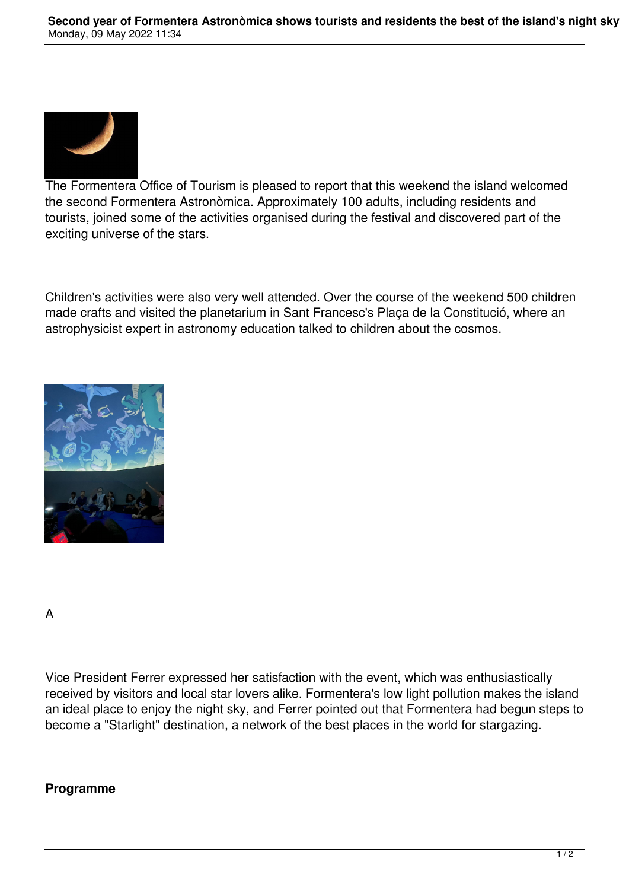The Formentera Office of Tourism is pleased to report that this weekend the island welcomed the second Formentera Astronòmica. Approximately 100 adults, including residents and tourists, joined some of the activities organised during the festival and discovered part of the exciting universe of the stars.

Children's activities were also very well attended. Over the course of the weekend 500 children made crafts and visited the planetarium in Sant Francesc's Plaça de la Constitució, where an astrophysicist expert in astronomy education talked to children about the cosmos.

A

Vice President Ferrer expressed her satisfaction with the event, which was enthusiastically received by visitors and local star lovers alike. Formentera's low light pollution makes the island an ideal place to enjoy the night sky, and Ferrer pointed out that Formentera had begun steps to become a "Starlight" destination, a network of the best places in the world for stargazing.

**Programme**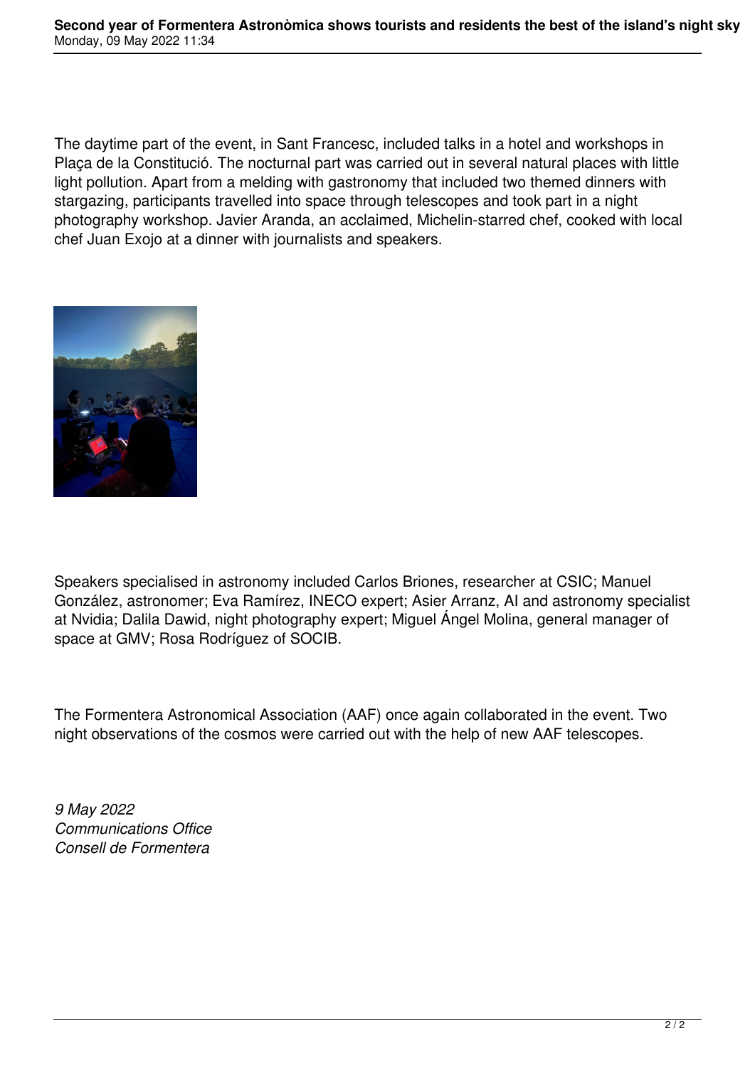The daytime part of the event, in Sant Francesc, included talks in a hotel and workshops in Plaça de la Constitució. The nocturnal part was carried out in several natural places with little light pollution. Apart from a melding with gastronomy that included two themed dinners with stargazing, participants travelled into space through telescopes and took part in a night photography workshop. Javier Aranda, an acclaimed, Michelin-starred chef, cooked with local chef Juan Exojo at a dinner with journalists and speakers.

Speakers specialised in astronomy included Carlos Briones, researcher at CSIC; Manuel González, astronomer; Eva Ramírez, INECO expert; Asier Arranz, AI and astronomy specialist at Nvidia; Dalila Dawid, night photography expert; Miguel Ángel Molina, general manager of space at GMV; Rosa Rodríguez of SOCIB.

The Formentera Astronomical Association (AAF) once again collaborated in the event. Two night observations of the cosmos were carried out with the help of new AAF telescopes.

*9 May 2022*
*Communications Office*
*Consell de Formentera*